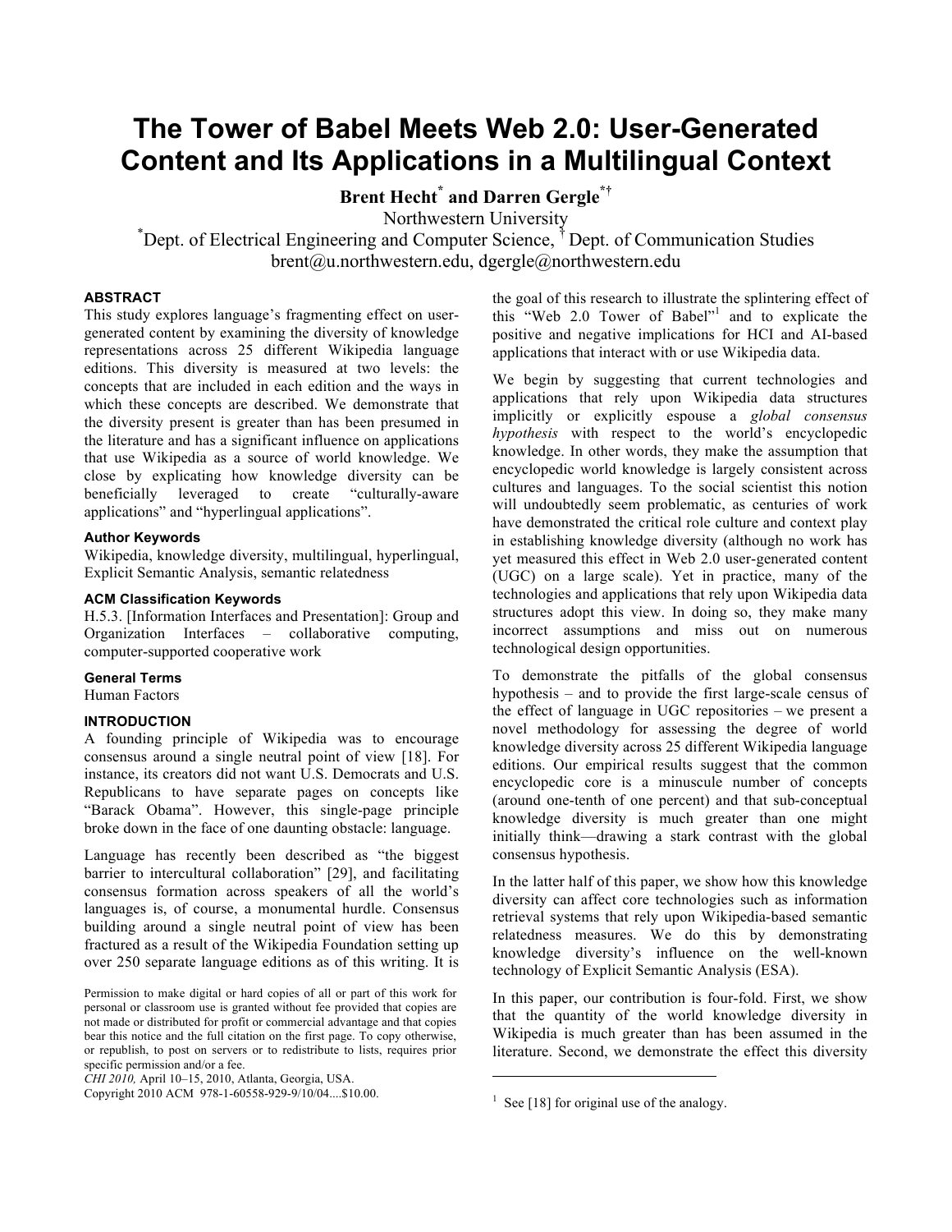# The Tower of Babel Meets Web 2.0: User-Generated Content and Its Applications in a Multilingual Context

**Brent Hecht[*] and Darren Gergle[*†]**

Northwestern University

[*]Dept. of Electrical Engineering and Computer Science, [†] Dept. of Communication Studies

brent@u.northwestern.edu, dgergle@northwestern.edu

## ABSTRACT

This study explores language's fragmenting effect on user-generated content by examining the diversity of knowledge representations across 25 different Wikipedia language editions. This diversity is measured at two levels: the concepts that are included in each edition and the ways in which these concepts are described. We demonstrate that the diversity present is greater than has been presumed in the literature and has a significant influence on applications that use Wikipedia as a source of world knowledge. We close by explicating how knowledge diversity can be beneficially leveraged to create "culturally-aware applications" and "hyperlingual applications".

### Author Keywords

Wikipedia, knowledge diversity, multilingual, hyperlingual, Explicit Semantic Analysis, semantic relatedness

### ACM Classification Keywords

H.5.3. [Information Interfaces and Presentation]: Group and Organization Interfaces – collaborative computing, computer-supported cooperative work

### General Terms

Human Factors

## INTRODUCTION

A founding principle of Wikipedia was to encourage consensus around a single neutral point of view [18]. For instance, its creators did not want U.S. Democrats and U.S. Republicans to have separate pages on concepts like "Barack Obama". However, this single-page principle broke down in the face of one daunting obstacle: language.

Language has recently been described as "the biggest barrier to intercultural collaboration" [29], and facilitating consensus formation across speakers of all the world's languages is, of course, a monumental hurdle. Consensus building around a single neutral point of view has been fractured as a result of the Wikipedia Foundation setting up over 250 separate language editions as of this writing. It is the goal of this research to illustrate the splintering effect of this "Web 2.0 Tower of Babel"[1] and to explicate the positive and negative implications for HCI and AI-based applications that interact with or use Wikipedia data.

We begin by suggesting that current technologies and applications that rely upon Wikipedia data structures implicitly or explicitly espouse a *global consensus hypothesis* with respect to the world's encyclopedic knowledge. In other words, they make the assumption that encyclopedic world knowledge is largely consistent across cultures and languages. To the social scientist this notion will undoubtedly seem problematic, as centuries of work have demonstrated the critical role culture and context play in establishing knowledge diversity (although no work has yet measured this effect in Web 2.0 user-generated content (UGC) on a large scale). Yet in practice, many of the technologies and applications that rely upon Wikipedia data structures adopt this view. In doing so, they make many incorrect assumptions and miss out on numerous technological design opportunities.

To demonstrate the pitfalls of the global consensus hypothesis – and to provide the first large-scale census of the effect of language in UGC repositories – we present a novel methodology for assessing the degree of world knowledge diversity across 25 different Wikipedia language editions. Our empirical results suggest that the common encyclopedic core is a minuscule number of concepts (around one-tenth of one percent) and that sub-conceptual knowledge diversity is much greater than one might initially think—drawing a stark contrast with the global consensus hypothesis.

In the latter half of this paper, we show how this knowledge diversity can affect core technologies such as information retrieval systems that rely upon Wikipedia-based semantic relatedness measures. We do this by demonstrating knowledge diversity's influence on the well-known technology of Explicit Semantic Analysis (ESA).

In this paper, our contribution is four-fold. First, we show that the quantity of the world knowledge diversity in Wikipedia is much greater than has been assumed in the literature. Second, we demonstrate the effect this diversity

---

Permission to make digital or hard copies of all or part of this work for personal or classroom use is granted without fee provided that copies are not made or distributed for profit or commercial advantage and that copies bear this notice and the full citation on the first page. To copy otherwise, or republish, to post on servers or to redistribute to lists, requires prior specific permission and/or a fee.

*CHI 2010,* April 10–15, 2010, Atlanta, Georgia, USA.

Copyright 2010 ACM 978-1-60558-929-9/10/04....$10.00.

[1] See [18] for original use of the analogy.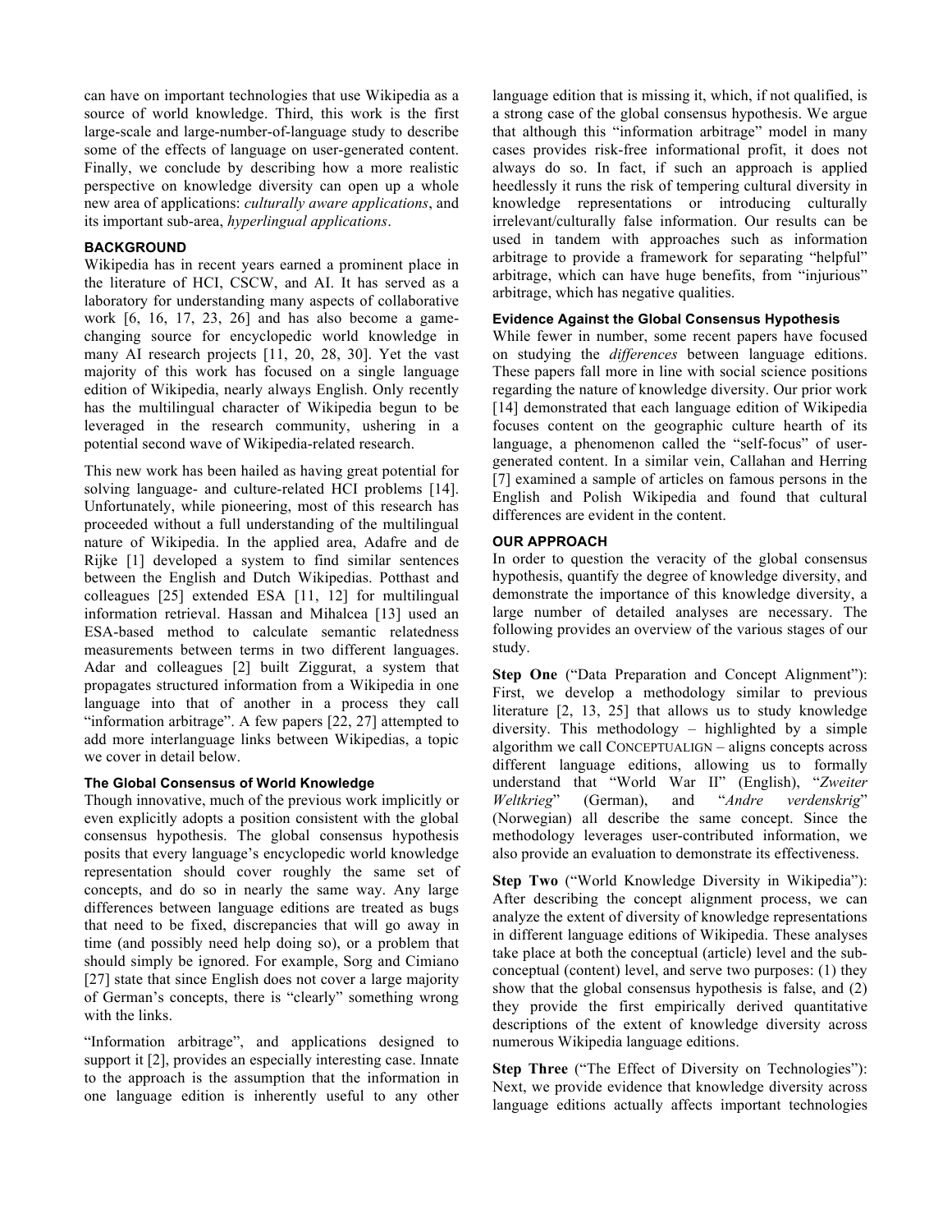can have on important technologies that use Wikipedia as a source of world knowledge. Third, this work is the first large-scale and large-number-of-language study to describe some of the effects of language on user-generated content. Finally, we conclude by describing how a more realistic perspective on knowledge diversity can open up a whole new area of applications: *culturally aware applications*, and its important sub-area, *hyperlingual applications*.

## BACKGROUND

Wikipedia has in recent years earned a prominent place in the literature of HCI, CSCW, and AI. It has served as a laboratory for understanding many aspects of collaborative work [6, 16, 17, 23, 26] and has also become a game-changing source for encyclopedic world knowledge in many AI research projects [11, 20, 28, 30]. Yet the vast majority of this work has focused on a single language edition of Wikipedia, nearly always English. Only recently has the multilingual character of Wikipedia begun to be leveraged in the research community, ushering in a potential second wave of Wikipedia-related research.

This new work has been hailed as having great potential for solving language- and culture-related HCI problems [14]. Unfortunately, while pioneering, most of this research has proceeded without a full understanding of the multilingual nature of Wikipedia. In the applied area, Adafre and de Rijke [1] developed a system to find similar sentences between the English and Dutch Wikipedias. Potthast and colleagues [25] extended ESA [11, 12] for multilingual information retrieval. Hassan and Mihalcea [13] used an ESA-based method to calculate semantic relatedness measurements between terms in two different languages. Adar and colleagues [2] built Ziggurat, a system that propagates structured information from a Wikipedia in one language into that of another in a process they call "information arbitrage". A few papers [22, 27] attempted to add more interlanguage links between Wikipedias, a topic we cover in detail below.

### The Global Consensus of World Knowledge

Though innovative, much of the previous work implicitly or even explicitly adopts a position consistent with the global consensus hypothesis. The global consensus hypothesis posits that every language's encyclopedic world knowledge representation should cover roughly the same set of concepts, and do so in nearly the same way. Any large differences between language editions are treated as bugs that need to be fixed, discrepancies that will go away in time (and possibly need help doing so), or a problem that should simply be ignored. For example, Sorg and Cimiano [27] state that since English does not cover a large majority of German's concepts, there is "clearly" something wrong with the links.

"Information arbitrage", and applications designed to support it [2], provides an especially interesting case. Innate to the approach is the assumption that the information in one language edition is inherently useful to any other language edition that is missing it, which, if not qualified, is a strong case of the global consensus hypothesis. We argue that although this "information arbitrage" model in many cases provides risk-free informational profit, it does not always do so. In fact, if such an approach is applied heedlessly it runs the risk of tempering cultural diversity in knowledge representations or introducing culturally irrelevant/culturally false information. Our results can be used in tandem with approaches such as information arbitrage to provide a framework for separating "helpful" arbitrage, which can have huge benefits, from "injurious" arbitrage, which has negative qualities.

### Evidence Against the Global Consensus Hypothesis

While fewer in number, some recent papers have focused on studying the *differences* between language editions. These papers fall more in line with social science positions regarding the nature of knowledge diversity. Our prior work [14] demonstrated that each language edition of Wikipedia focuses content on the geographic culture hearth of its language, a phenomenon called the "self-focus" of user-generated content. In a similar vein, Callahan and Herring [7] examined a sample of articles on famous persons in the English and Polish Wikipedia and found that cultural differences are evident in the content.

## OUR APPROACH

In order to question the veracity of the global consensus hypothesis, quantify the degree of knowledge diversity, and demonstrate the importance of this knowledge diversity, a large number of detailed analyses are necessary. The following provides an overview of the various stages of our study.

**Step One** ("Data Preparation and Concept Alignment"): First, we develop a methodology similar to previous literature [2, 13, 25] that allows us to study knowledge diversity. This methodology – highlighted by a simple algorithm we call CONCEPTUALIGN – aligns concepts across different language editions, allowing us to formally understand that "World War II" (English), "*Zweiter Weltkrieg*" (German), and "*Andre verdenskrig*" (Norwegian) all describe the same concept. Since the methodology leverages user-contributed information, we also provide an evaluation to demonstrate its effectiveness.

**Step Two** ("World Knowledge Diversity in Wikipedia"): After describing the concept alignment process, we can analyze the extent of diversity of knowledge representations in different language editions of Wikipedia. These analyses take place at both the conceptual (article) level and the sub-conceptual (content) level, and serve two purposes: (1) they show that the global consensus hypothesis is false, and (2) they provide the first empirically derived quantitative descriptions of the extent of knowledge diversity across numerous Wikipedia language editions.

**Step Three** ("The Effect of Diversity on Technologies"): Next, we provide evidence that knowledge diversity across language editions actually affects important technologies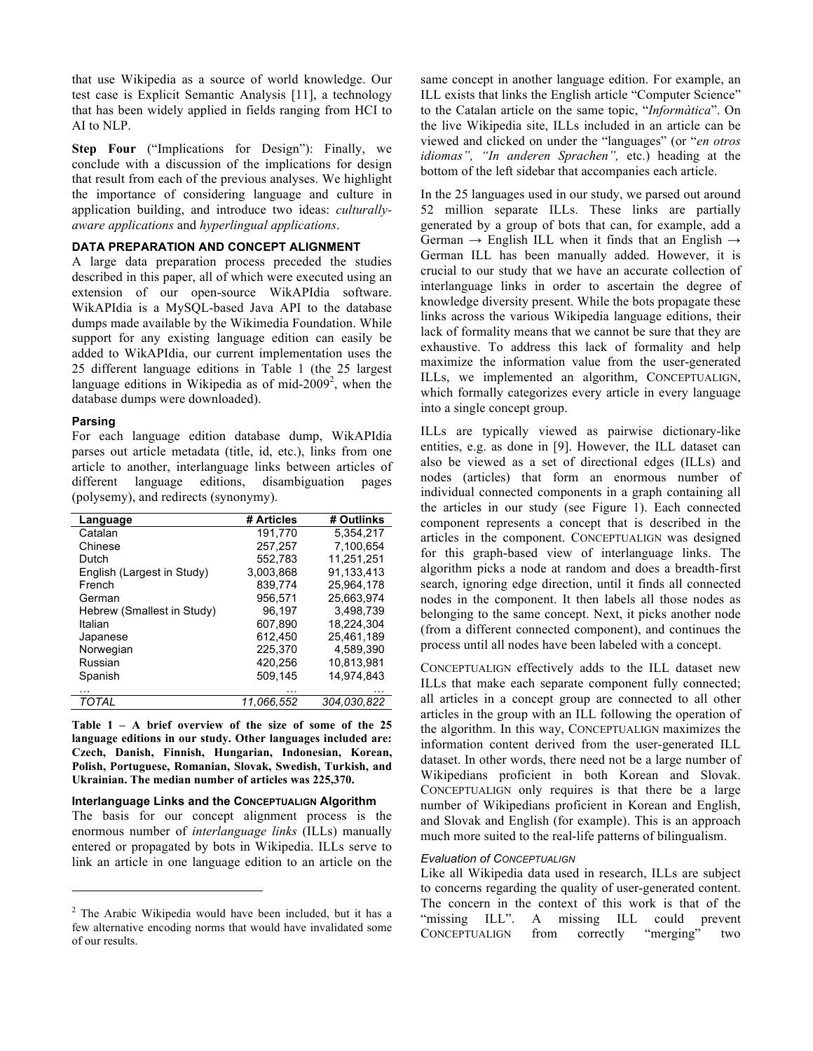that use Wikipedia as a source of world knowledge. Our test case is Explicit Semantic Analysis [11], a technology that has been widely applied in fields ranging from HCI to AI to NLP.

**Step Four** ("Implications for Design"): Finally, we conclude with a discussion of the implications for design that result from each of the previous analyses. We highlight the importance of considering language and culture in application building, and introduce two ideas: *culturally-aware applications* and *hyperlingual applications*.

## DATA PREPARATION AND CONCEPT ALIGNMENT

A large data preparation process preceded the studies described in this paper, all of which were executed using an extension of our open-source WikAPIdia software. WikAPIdia is a MySQL-based Java API to the database dumps made available by the Wikimedia Foundation. While support for any existing language edition can easily be added to WikAPIdia, our current implementation uses the 25 different language editions in Table 1 (the 25 largest language editions in Wikipedia as of mid-2009[2], when the database dumps were downloaded).

### Parsing

For each language edition database dump, WikAPIdia parses out article metadata (title, id, etc.), links from one article to another, interlanguage links between articles of different language editions, disambiguation pages (polysemy), and redirects (synonymy).

| Language | # Articles | # Outlinks |
|---|---|---|
| Catalan | 191,770 | 5,354,217 |
| Chinese | 257,257 | 7,100,654 |
| Dutch | 552,783 | 11,251,251 |
| English (Largest in Study) | 3,003,868 | 91,133,413 |
| French | 839,774 | 25,964,178 |
| German | 956,571 | 25,663,974 |
| Hebrew (Smallest in Study) | 96,197 | 3,498,739 |
| Italian | 607,890 | 18,224,304 |
| Japanese | 612,450 | 25,461,189 |
| Norwegian | 225,370 | 4,589,390 |
| Russian | 420,256 | 10,813,981 |
| Spanish | 509,145 | 14,974,843 |
| … | … | … |
| *TOTAL* | *11,066,552* | *304,030,822* |

**Table 1 – A brief overview of the size of some of the 25 language editions in our study. Other languages included are: Czech, Danish, Finnish, Hungarian, Indonesian, Korean, Polish, Portuguese, Romanian, Slovak, Swedish, Turkish, and Ukrainian. The median number of articles was 225,370.**

### Interlanguage Links and the CONCEPTUALIGN Algorithm

The basis for our concept alignment process is the enormous number of *interlanguage links* (ILLs) manually entered or propagated by bots in Wikipedia. ILLs serve to link an article in one language edition to an article on the same concept in another language edition. For example, an ILL exists that links the English article "Computer Science" to the Catalan article on the same topic, "*Informàtica*". On the live Wikipedia site, ILLs included in an article can be viewed and clicked on under the "languages" (or "*en otros idiomas", "In anderen Sprachen",* etc.) heading at the bottom of the left sidebar that accompanies each article.

In the 25 languages used in our study, we parsed out around 52 million separate ILLs. These links are partially generated by a group of bots that can, for example, add a German → English ILL when it finds that an English → German ILL has been manually added. However, it is crucial to our study that we have an accurate collection of interlanguage links in order to ascertain the degree of knowledge diversity present. While the bots propagate these links across the various Wikipedia language editions, their lack of formality means that we cannot be sure that they are exhaustive. To address this lack of formality and help maximize the information value from the user-generated ILLs, we implemented an algorithm, CONCEPTUALIGN, which formally categorizes every article in every language into a single concept group.

ILLs are typically viewed as pairwise dictionary-like entities, e.g. as done in [9]. However, the ILL dataset can also be viewed as a set of directional edges (ILLs) and nodes (articles) that form an enormous number of individual connected components in a graph containing all the articles in our study (see Figure 1). Each connected component represents a concept that is described in the articles in the component. CONCEPTUALIGN was designed for this graph-based view of interlanguage links. The algorithm picks a node at random and does a breadth-first search, ignoring edge direction, until it finds all connected nodes in the component. It then labels all those nodes as belonging to the same concept. Next, it picks another node (from a different connected component), and continues the process until all nodes have been labeled with a concept.

CONCEPTUALIGN effectively adds to the ILL dataset new ILLs that make each separate component fully connected; all articles in a concept group are connected to all other articles in the group with an ILL following the operation of the algorithm. In this way, CONCEPTUALIGN maximizes the information content derived from the user-generated ILL dataset. In other words, there need not be a large number of Wikipedians proficient in both Korean and Slovak. CONCEPTUALIGN only requires is that there be a large number of Wikipedians proficient in Korean and English, and Slovak and English (for example). This is an approach much more suited to the real-life patterns of bilingualism.

#### *Evaluation of CONCEPTUALIGN*

Like all Wikipedia data used in research, ILLs are subject to concerns regarding the quality of user-generated content. The concern in the context of this work is that of the "missing ILL". A missing ILL could prevent CONCEPTUALIGN from correctly "merging" two

[2] The Arabic Wikipedia would have been included, but it has a few alternative encoding norms that would have invalidated some of our results.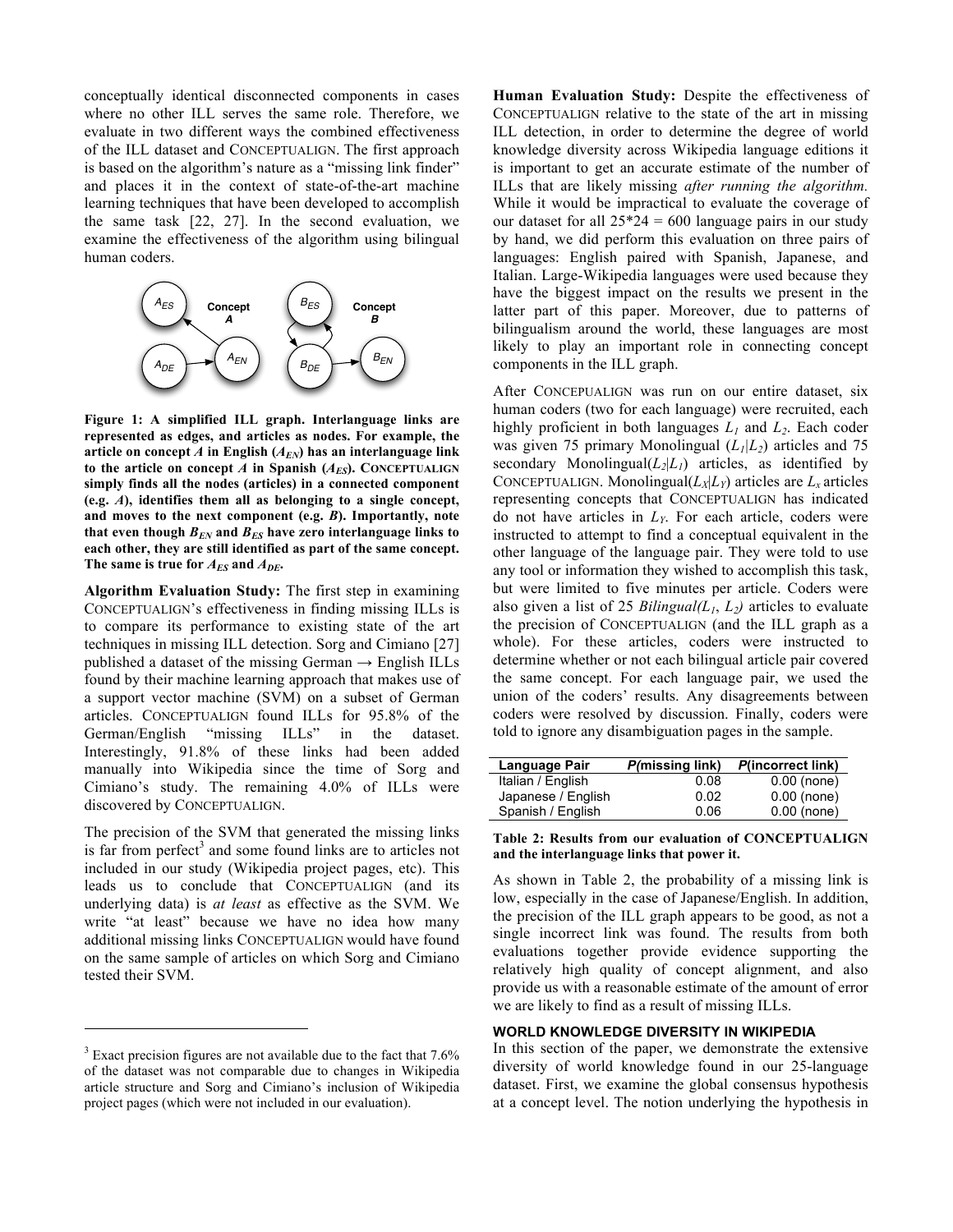conceptually identical disconnected components in cases where no other ILL serves the same role. Therefore, we evaluate in two different ways the combined effectiveness of the ILL dataset and CONCEPTUALIGN. The first approach is based on the algorithm's nature as a "missing link finder" and places it in the context of state-of-the-art machine learning techniques that have been developed to accomplish the same task [22, 27]. In the second evaluation, we examine the effectiveness of the algorithm using bilingual human coders.

**Figure 1: A simplified ILL graph. Interlanguage links are represented as edges, and articles as nodes. For example, the article on concept *A* in English ($A_{EN}$) has an interlanguage link to the article on concept *A* in Spanish ($A_{ES}$). CONCEPTUALIGN simply finds all the nodes (articles) in a connected component (e.g. *A*), identifies them all as belonging to a single concept, and moves to the next component (e.g. *B*). Importantly, note that even though $B_{EN}$ and $B_{ES}$ have zero interlanguage links to each other, they are still identified as part of the same concept. The same is true for $A_{ES}$ and $A_{DE}$.**

**Algorithm Evaluation Study:** The first step in examining CONCEPTUALIGN's effectiveness in finding missing ILLs is to compare its performance to existing state of the art techniques in missing ILL detection. Sorg and Cimiano [27] published a dataset of the missing German → English ILLs found by their machine learning approach that makes use of a support vector machine (SVM) on a subset of German articles. CONCEPTUALIGN found ILLs for 95.8% of the German/English "missing ILLs" in the dataset. Interestingly, 91.8% of these links had been added manually into Wikipedia since the time of Sorg and Cimiano's study. The remaining 4.0% of ILLs were discovered by CONCEPTUALIGN.

The precision of the SVM that generated the missing links is far from perfect[3] and some found links are to articles not included in our study (Wikipedia project pages, etc). This leads us to conclude that CONCEPTUALIGN (and its underlying data) is *at least* as effective as the SVM. We write "at least" because we have no idea how many additional missing links CONCEPTUALIGN would have found on the same sample of articles on which Sorg and Cimiano tested their SVM.

[3] Exact precision figures are not available due to the fact that 7.6% of the dataset was not comparable due to changes in Wikipedia article structure and Sorg and Cimiano's inclusion of Wikipedia project pages (which were not included in our evaluation).

**Human Evaluation Study:** Despite the effectiveness of CONCEPTUALIGN relative to the state of the art in missing ILL detection, in order to determine the degree of world knowledge diversity across Wikipedia language editions it is important to get an accurate estimate of the number of ILLs that are likely missing *after running the algorithm.* While it would be impractical to evaluate the coverage of our dataset for all 25*24 = 600 language pairs in our study by hand, we did perform this evaluation on three pairs of languages: English paired with Spanish, Japanese, and Italian. Large-Wikipedia languages were used because they have the biggest impact on the results we present in the latter part of this paper. Moreover, due to patterns of bilingualism around the world, these languages are most likely to play an important role in connecting concept components in the ILL graph.

After CONCEPUALIGN was run on our entire dataset, six human coders (two for each language) were recruited, each highly proficient in both languages $L_1$ and $L_2$. Each coder was given 75 primary Monolingual ($L_1|L_2$) articles and 75 secondary Monolingual($L_2|L_1$) articles, as identified by CONCEPTUALIGN. Monolingual($L_X|L_Y$) articles are $L_x$ articles representing concepts that CONCEPTUALIGN has indicated do not have articles in $L_Y$. For each article, coders were instructed to attempt to find a conceptual equivalent in the other language of the language pair. They were told to use any tool or information they wished to accomplish this task, but were limited to five minutes per article. Coders were also given a list of 25 *Bilingual($L_1$, $L_2$)* articles to evaluate the precision of CONCEPTUALIGN (and the ILL graph as a whole). For these articles, coders were instructed to determine whether or not each bilingual article pair covered the same concept. For each language pair, we used the union of the coders' results. Any disagreements between coders were resolved by discussion. Finally, coders were told to ignore any disambiguation pages in the sample.

| Language Pair | *P*(missing link) | *P*(incorrect link) |
| --- | --- | --- |
| Italian / English | 0.08 | 0.00 (none) |
| Japanese / English | 0.02 | 0.00 (none) |
| Spanish / English | 0.06 | 0.00 (none) |

**Table 2: Results from our evaluation of CONCEPTUALIGN and the interlanguage links that power it.**

As shown in Table 2, the probability of a missing link is low, especially in the case of Japanese/English. In addition, the precision of the ILL graph appears to be good, as not a single incorrect link was found. The results from both evaluations together provide evidence supporting the relatively high quality of concept alignment, and also provide us with a reasonable estimate of the amount of error we are likely to find as a result of missing ILLs.

## WORLD KNOWLEDGE DIVERSITY IN WIKIPEDIA

In this section of the paper, we demonstrate the extensive diversity of world knowledge found in our 25-language dataset. First, we examine the global consensus hypothesis at a concept level. The notion underlying the hypothesis in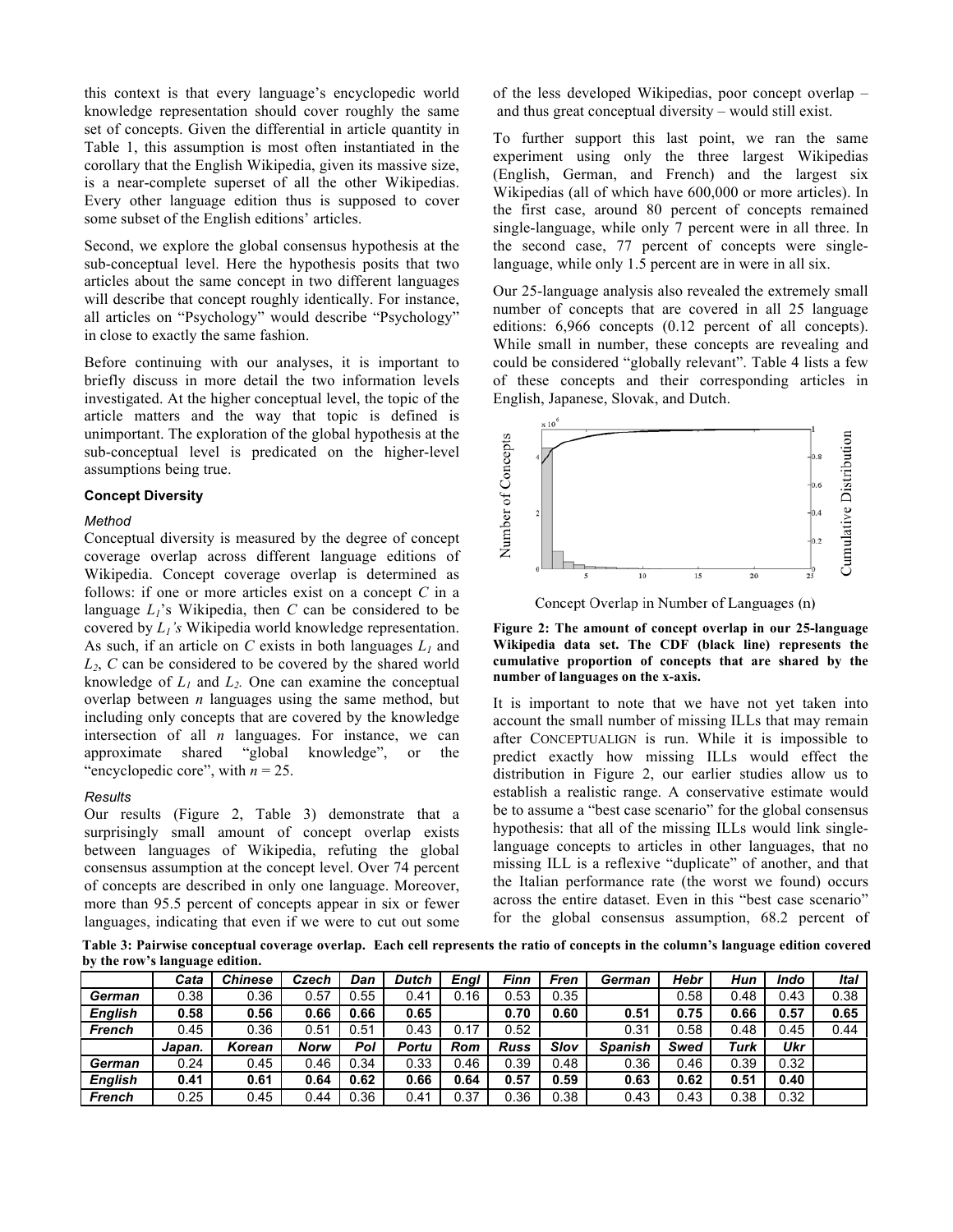this context is that every language's encyclopedic world knowledge representation should cover roughly the same set of concepts. Given the differential in article quantity in Table 1, this assumption is most often instantiated in the corollary that the English Wikipedia, given its massive size, is a near-complete superset of all the other Wikipedias. Every other language edition thus is supposed to cover some subset of the English editions' articles.

Second, we explore the global consensus hypothesis at the sub-conceptual level. Here the hypothesis posits that two articles about the same concept in two different languages will describe that concept roughly identically. For instance, all articles on "Psychology" would describe "Psychology" in close to exactly the same fashion.

Before continuing with our analyses, it is important to briefly discuss in more detail the two information levels investigated. At the higher conceptual level, the topic of the article matters and the way that topic is defined is unimportant. The exploration of the global hypothesis at the sub-conceptual level is predicated on the higher-level assumptions being true.

### Concept Diversity

#### *Method*

Conceptual diversity is measured by the degree of concept coverage overlap across different language editions of Wikipedia. Concept coverage overlap is determined as follows: if one or more articles exist on a concept $C$ in a language $L_1$'s Wikipedia, then $C$ can be considered to be covered by $L_1$'s Wikipedia world knowledge representation. As such, if an article on $C$ exists in both languages $L_1$ and $L_2$, $C$ can be considered to be covered by the shared world knowledge of $L_1$ and $L_2$. One can examine the conceptual overlap between $n$ languages using the same method, but including only concepts that are covered by the knowledge intersection of all $n$ languages. For instance, we can approximate shared "global knowledge", or the "encyclopedic core", with $n = 25$.

#### *Results*

Our results (Figure 2, Table 3) demonstrate that a surprisingly small amount of concept overlap exists between languages of Wikipedia, refuting the global consensus assumption at the concept level. Over 74 percent of concepts are described in only one language. Moreover, more than 95.5 percent of concepts appear in six or fewer languages, indicating that even if we were to cut out some of the less developed Wikipedias, poor concept overlap – and thus great conceptual diversity – would still exist.

To further support this last point, we ran the same experiment using only the three largest Wikipedias (English, German, and French) and the largest six Wikipedias (all of which have 600,000 or more articles). In the first case, around 80 percent of concepts remained single-language, while only 7 percent were in all three. In the second case, 77 percent of concepts were single-language, while only 1.5 percent are in were in all six.

Our 25-language analysis also revealed the extremely small number of concepts that are covered in all 25 language editions: 6,966 concepts (0.12 percent of all concepts). While small in number, these concepts are revealing and could be considered "globally relevant". Table 4 lists a few of these concepts and their corresponding articles in English, Japanese, Slovak, and Dutch.

**Figure 2: The amount of concept overlap in our 25-language Wikipedia data set. The CDF (black line) represents the cumulative proportion of concepts that are shared by the number of languages on the x-axis.**

It is important to note that we have not yet taken into account the small number of missing ILLs that may remain after CONCEPTUALIGN is run. While it is impossible to predict exactly how missing ILLs would effect the distribution in Figure 2, our earlier studies allow us to establish a realistic range. A conservative estimate would be to assume a "best case scenario" for the global consensus hypothesis: that all of the missing ILLs would link single-language concepts to articles in other languages, that no missing ILL is a reflexive "duplicate" of another, and that the Italian performance rate (the worst we found) occurs across the entire dataset. Even in this "best case scenario" for the global consensus assumption, 68.2 percent of

**Table 3: Pairwise conceptual coverage overlap. Each cell represents the ratio of concepts in the column's language edition covered by the row's language edition.**

| | Cata | Chinese | Czech | Dan | Dutch | Engl | Finn | Fren | German | Hebr | Hun | Indo | Ital |
|---|---|---|---|---|---|---|---|---|---|---|---|---|---|
| **German** | 0.38 | 0.36 | 0.57 | 0.55 | 0.41 | 0.16 | 0.53 | 0.35 | | 0.58 | 0.48 | 0.43 | 0.38 |
| **English** | **0.58** | **0.56** | **0.66** | **0.66** | **0.65** | | **0.70** | **0.60** | **0.51** | **0.75** | **0.66** | **0.57** | **0.65** |
| **French** | 0.45 | 0.36 | 0.51 | 0.51 | 0.43 | 0.17 | 0.52 | | 0.31 | 0.58 | 0.48 | 0.45 | 0.44 |
| | **Japan.** | **Korean** | **Norw** | **Pol** | **Portu** | **Rom** | **Russ** | **Slov** | **Spanish** | **Swed** | **Turk** | **Ukr** | |
| **German** | 0.24 | 0.45 | 0.46 | 0.34 | 0.33 | 0.46 | 0.39 | 0.48 | 0.36 | 0.46 | 0.39 | 0.32 | |
| **English** | **0.41** | **0.61** | **0.64** | **0.62** | **0.66** | **0.64** | **0.57** | **0.59** | **0.63** | **0.62** | **0.51** | **0.40** | |
| **French** | 0.25 | 0.45 | 0.44 | 0.36 | 0.41 | 0.37 | 0.36 | 0.38 | 0.43 | 0.43 | 0.38 | 0.32 | |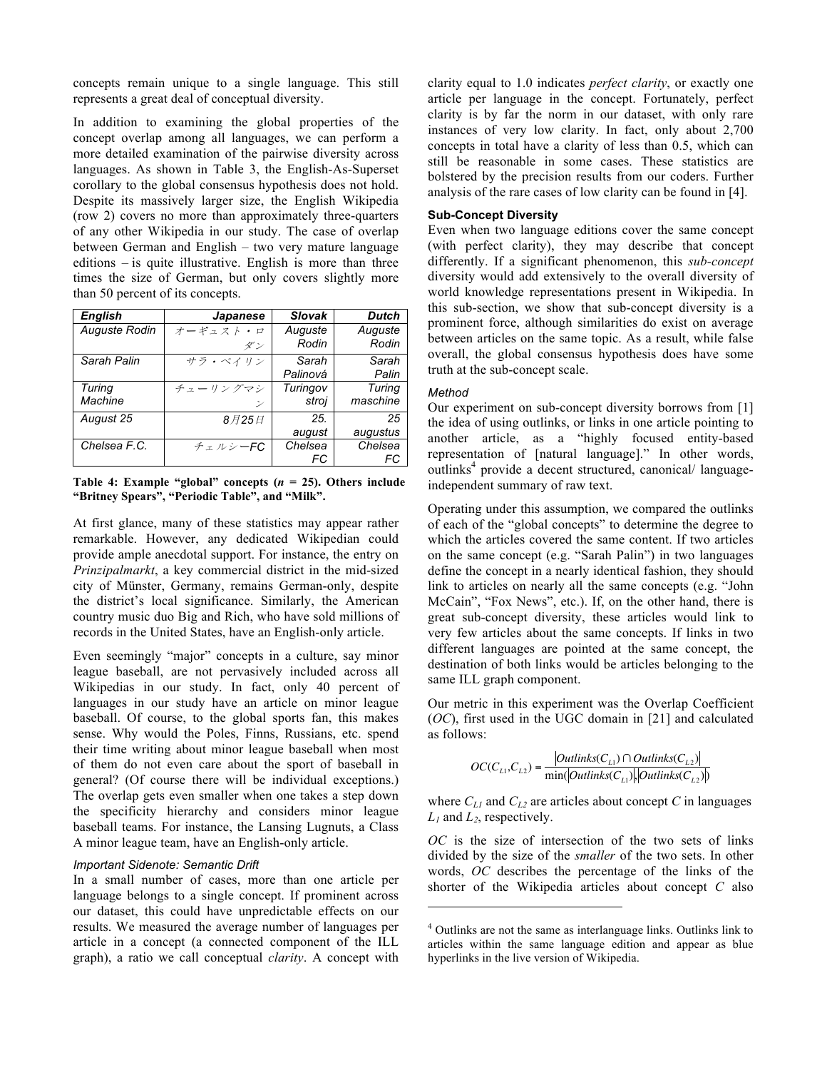concepts remain unique to a single language. This still represents a great deal of conceptual diversity.

In addition to examining the global properties of the concept overlap among all languages, we can perform a more detailed examination of the pairwise diversity across languages. As shown in Table 3, the English-As-Superset corollary to the global consensus hypothesis does not hold. Despite its massively larger size, the English Wikipedia (row 2) covers no more than approximately three-quarters of any other Wikipedia in our study. The case of overlap between German and English – two very mature language editions – is quite illustrative. English is more than three times the size of German, but only covers slightly more than 50 percent of its concepts.

| *English* | *Japanese* | *Slovak* | *Dutch* |
|---|---|---|---|
| *Auguste Rodin* | オーギュスト・ロダン | *Auguste Rodin* | *Auguste Rodin* |
| *Sarah Palin* | サラ・ペイリン | *Sarah Palinová* | *Sarah Palin* |
| *Turing Machine* | チューリングマシン | *Turingov stroj* | *Turing maschine* |
| *August 25* | 8月25日 | *25. august* | *25 augustus* |
| *Chelsea F.C.* | チェルシーFC | *Chelsea FC* | *Chelsea FC* |

**Table 4: Example "global" concepts ($n$ = 25). Others include "Britney Spears", "Periodic Table", and "Milk".**

At first glance, many of these statistics may appear rather remarkable. However, any dedicated Wikipedian could provide ample anecdotal support. For instance, the entry on *Prinzipalmarkt*, a key commercial district in the mid-sized city of Münster, Germany, remains German-only, despite the district's local significance. Similarly, the American country music duo Big and Rich, who have sold millions of records in the United States, have an English-only article.

Even seemingly "major" concepts in a culture, say minor league baseball, are not pervasively included across all Wikipedias in our study. In fact, only 40 percent of languages in our study have an article on minor league baseball. Of course, to the global sports fan, this makes sense. Why would the Poles, Finns, Russians, etc. spend their time writing about minor league baseball when most of them do not even care about the sport of baseball in general? (Of course there will be individual exceptions.) The overlap gets even smaller when one takes a step down the specificity hierarchy and considers minor league baseball teams. For instance, the Lansing Lugnuts, a Class A minor league team, have an English-only article.

#### *Important Sidenote: Semantic Drift*

In a small number of cases, more than one article per language belongs to a single concept. If prominent across our dataset, this could have unpredictable effects on our results. We measured the average number of languages per article in a concept (a connected component of the ILL graph), a ratio we call conceptual *clarity*. A concept with clarity equal to 1.0 indicates *perfect clarity*, or exactly one article per language in the concept. Fortunately, perfect clarity is by far the norm in our dataset, with only rare instances of very low clarity. In fact, only about 2,700 concepts in total have a clarity of less than 0.5, which can still be reasonable in some cases. These statistics are bolstered by the precision results from our coders. Further analysis of the rare cases of low clarity can be found in [4].

### Sub-Concept Diversity

Even when two language editions cover the same concept (with perfect clarity), they may describe that concept differently. If a significant phenomenon, this *sub-concept* diversity would add extensively to the overall diversity of world knowledge representations present in Wikipedia. In this sub-section, we show that sub-concept diversity is a prominent force, although similarities do exist on average between articles on the same topic. As a result, while false overall, the global consensus hypothesis does have some truth at the sub-concept scale.

#### *Method*

Our experiment on sub-concept diversity borrows from [1] the idea of using outlinks, or links in one article pointing to another article, as a "highly focused entity-based representation of [natural language]." In other words, outlinks[4] provide a decent structured, canonical/ language-independent summary of raw text.

Operating under this assumption, we compared the outlinks of each of the "global concepts" to determine the degree to which the articles covered the same content. If two articles on the same concept (e.g. "Sarah Palin") in two languages define the concept in a nearly identical fashion, they should link to articles on nearly all the same concepts (e.g. "John McCain", "Fox News", etc.). If, on the other hand, there is great sub-concept diversity, these articles would link to very few articles about the same concepts. If links in two different languages are pointed at the same concept, the destination of both links would be articles belonging to the same ILL graph component.

Our metric in this experiment was the Overlap Coefficient (*OC*), first used in the UGC domain in [21] and calculated as follows:

$$OC(C_{L1}, C_{L2}) = \frac{|Outlinks(C_{L1}) \cap Outlinks(C_{L2})|}{\min(|Outlinks(C_{L1})|, |Outlinks(C_{L2})|)}$$

where $C_{L1}$ and $C_{L2}$ are articles about concept $C$ in languages $L_1$ and $L_2$, respectively.

*OC* is the size of intersection of the two sets of links divided by the size of the *smaller* of the two sets. In other words, *OC* describes the percentage of the links of the shorter of the Wikipedia articles about concept $C$ also

[4] Outlinks are not the same as interlanguage links. Outlinks link to articles within the same language edition and appear as blue hyperlinks in the live version of Wikipedia.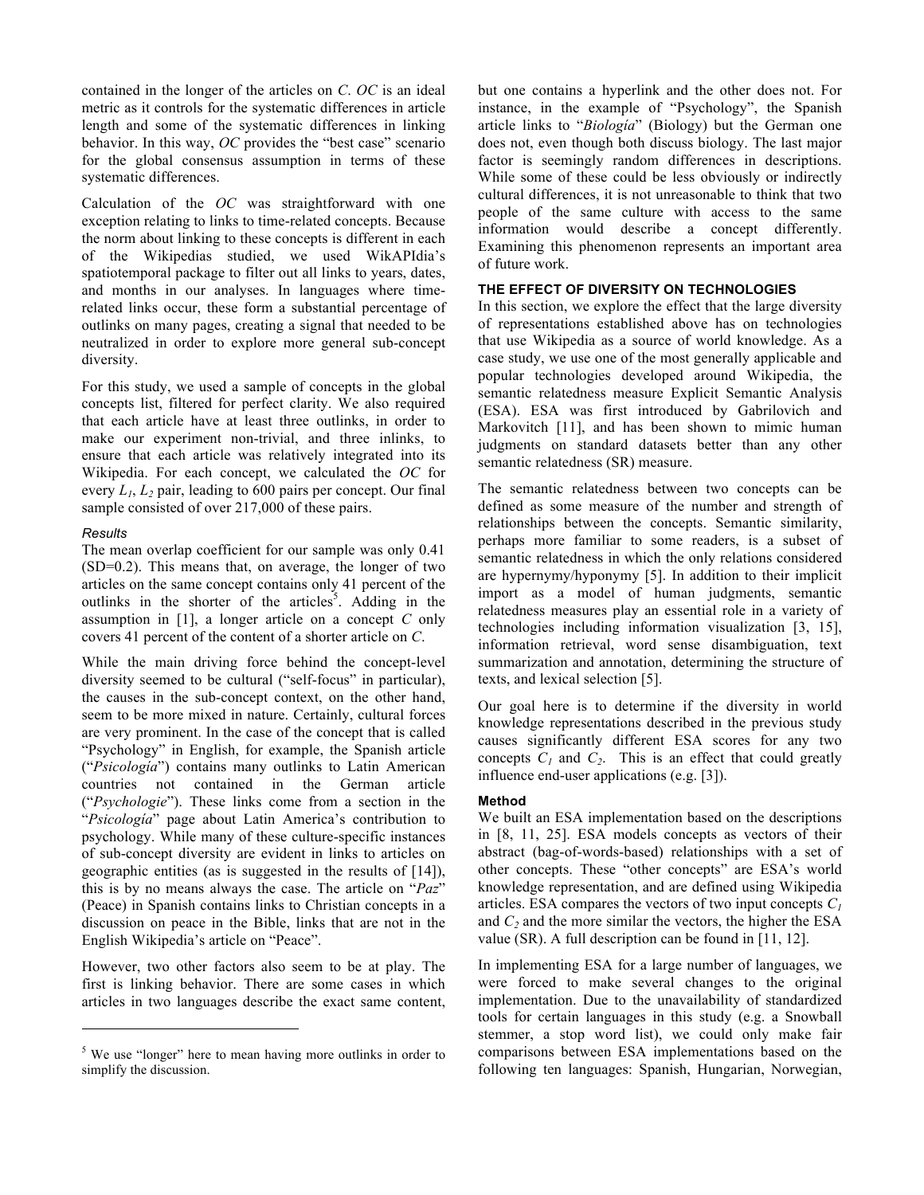contained in the longer of the articles on *C*. *OC* is an ideal metric as it controls for the systematic differences in article length and some of the systematic differences in linking behavior. In this way, *OC* provides the "best case" scenario for the global consensus assumption in terms of these systematic differences.

Calculation of the *OC* was straightforward with one exception relating to links to time-related concepts. Because the norm about linking to these concepts is different in each of the Wikipedias studied, we used WikAPIdia's spatiotemporal package to filter out all links to years, dates, and months in our analyses. In languages where time-related links occur, these form a substantial percentage of outlinks on many pages, creating a signal that needed to be neutralized in order to explore more general sub-concept diversity.

For this study, we used a sample of concepts in the global concepts list, filtered for perfect clarity. We also required that each article have at least three outlinks, in order to make our experiment non-trivial, and three inlinks, to ensure that each article was relatively integrated into its Wikipedia. For each concept, we calculated the *OC* for every $L_1$, $L_2$ pair, leading to 600 pairs per concept. Our final sample consisted of over 217,000 of these pairs.

### *Results*

The mean overlap coefficient for our sample was only 0.41 (SD=0.2). This means that, on average, the longer of two articles on the same concept contains only 41 percent of the outlinks in the shorter of the articles[5]. Adding in the assumption in [1], a longer article on a concept *C* only covers 41 percent of the content of a shorter article on *C*.

While the main driving force behind the concept-level diversity seemed to be cultural ("self-focus" in particular), the causes in the sub-concept context, on the other hand, seem to be more mixed in nature. Certainly, cultural forces are very prominent. In the case of the concept that is called "Psychology" in English, for example, the Spanish article ("*Psicología*") contains many outlinks to Latin American countries not contained in the German article ("*Psychologie*"). These links come from a section in the "*Psicología*" page about Latin America's contribution to psychology. While many of these culture-specific instances of sub-concept diversity are evident in links to articles on geographic entities (as is suggested in the results of [14]), this is by no means always the case. The article on "*Paz*" (Peace) in Spanish contains links to Christian concepts in a discussion on peace in the Bible, links that are not in the English Wikipedia's article on "Peace".

However, two other factors also seem to be at play. The first is linking behavior. There are some cases in which articles in two languages describe the exact same content, but one contains a hyperlink and the other does not. For instance, in the example of "Psychology", the Spanish article links to "*Biología*" (Biology) but the German one does not, even though both discuss biology. The last major factor is seemingly random differences in descriptions. While some of these could be less obviously or indirectly cultural differences, it is not unreasonable to think that two people of the same culture with access to the same information would describe a concept differently. Examining this phenomenon represents an important area of future work.

## THE EFFECT OF DIVERSITY ON TECHNOLOGIES

In this section, we explore the effect that the large diversity of representations established above has on technologies that use Wikipedia as a source of world knowledge. As a case study, we use one of the most generally applicable and popular technologies developed around Wikipedia, the semantic relatedness measure Explicit Semantic Analysis (ESA). ESA was first introduced by Gabrilovich and Markovitch [11], and has been shown to mimic human judgments on standard datasets better than any other semantic relatedness (SR) measure.

The semantic relatedness between two concepts can be defined as some measure of the number and strength of relationships between the concepts. Semantic similarity, perhaps more familiar to some readers, is a subset of semantic relatedness in which the only relations considered are hypernymy/hyponymy [5]. In addition to their implicit import as a model of human judgments, semantic relatedness measures play an essential role in a variety of technologies including information visualization [3, 15], information retrieval, word sense disambiguation, text summarization and annotation, determining the structure of texts, and lexical selection [5].

Our goal here is to determine if the diversity in world knowledge representations described in the previous study causes significantly different ESA scores for any two concepts $C_1$ and $C_2$. This is an effect that could greatly influence end-user applications (e.g. [3]).

### Method

We built an ESA implementation based on the descriptions in [8, 11, 25]. ESA models concepts as vectors of their abstract (bag-of-words-based) relationships with a set of other concepts. These "other concepts" are ESA's world knowledge representation, and are defined using Wikipedia articles. ESA compares the vectors of two input concepts $C_1$ and $C_2$ and the more similar the vectors, the higher the ESA value (SR). A full description can be found in [11, 12].

In implementing ESA for a large number of languages, we were forced to make several changes to the original implementation. Due to the unavailability of standardized tools for certain languages in this study (e.g. a Snowball stemmer, a stop word list), we could only make fair comparisons between ESA implementations based on the following ten languages: Spanish, Hungarian, Norwegian,

[5] We use "longer" here to mean having more outlinks in order to simplify the discussion.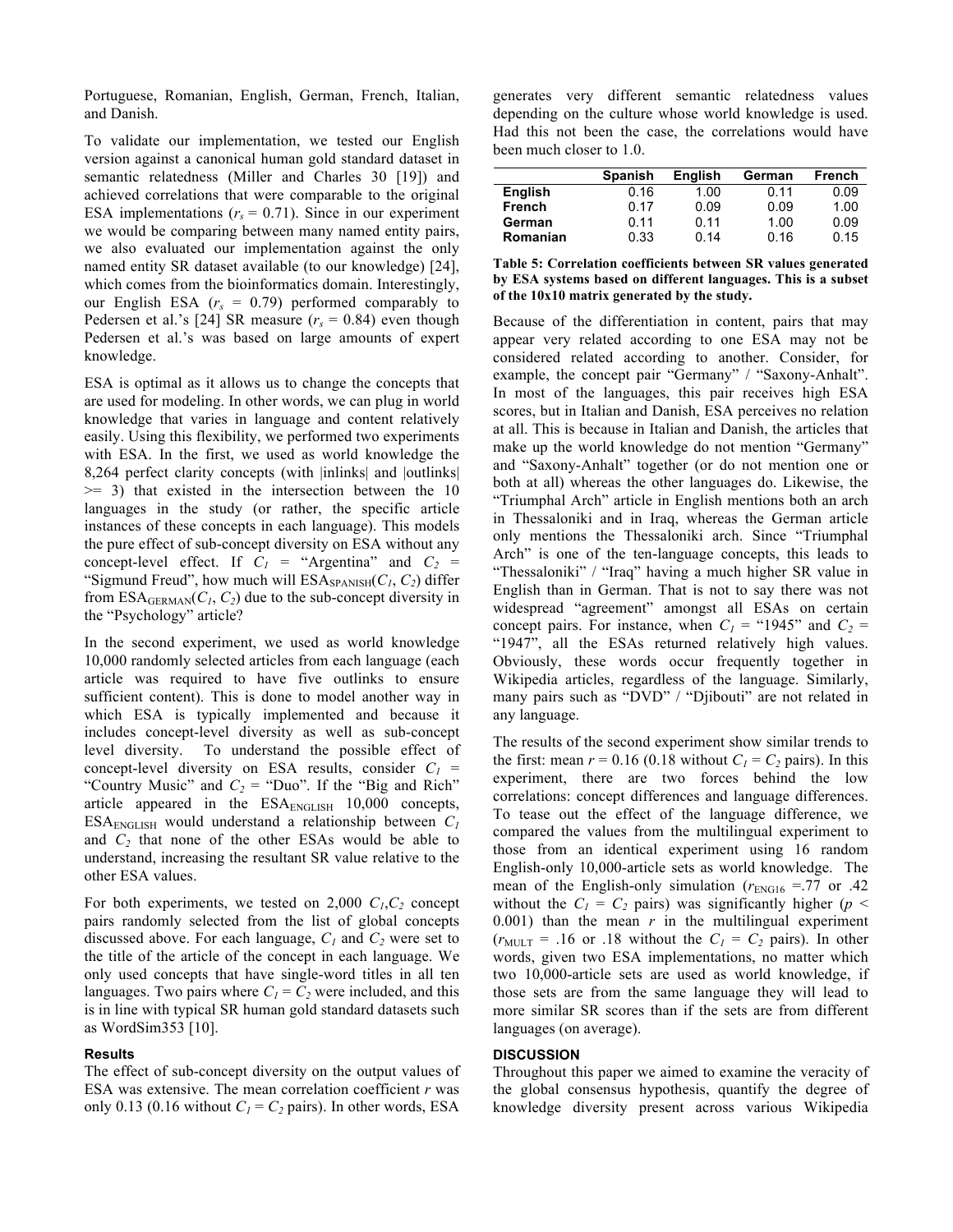Portuguese, Romanian, English, German, French, Italian, and Danish.

To validate our implementation, we tested our English version against a canonical human gold standard dataset in semantic relatedness (Miller and Charles 30 [19]) and achieved correlations that were comparable to the original ESA implementations ($r_s$ = 0.71). Since in our experiment we would be comparing between many named entity pairs, we also evaluated our implementation against the only named entity SR dataset available (to our knowledge) [24], which comes from the bioinformatics domain. Interestingly, our English ESA ($r_s$ = 0.79) performed comparably to Pedersen et al.'s [24] SR measure ($r_s$ = 0.84) even though Pedersen et al.'s was based on large amounts of expert knowledge.

ESA is optimal as it allows us to change the concepts that are used for modeling. In other words, we can plug in world knowledge that varies in language and content relatively easily. Using this flexibility, we performed two experiments with ESA. In the first, we used as world knowledge the 8,264 perfect clarity concepts (with |inlinks| and |outlinks| >= 3) that existed in the intersection between the 10 languages in the study (or rather, the specific article instances of these concepts in each language). This models the pure effect of sub-concept diversity on ESA without any concept-level effect. If $C_1$ = "Argentina" and $C_2$ = "Sigmund Freud", how much will $ESA_{SPANISH}(C_1, C_2)$ differ from $ESA_{GERMAN}(C_1, C_2)$ due to the sub-concept diversity in the "Psychology" article?

In the second experiment, we used as world knowledge 10,000 randomly selected articles from each language (each article was required to have five outlinks to ensure sufficient content). This is done to model another way in which ESA is typically implemented and because it includes concept-level diversity as well as sub-concept level diversity. To understand the possible effect of concept-level diversity on ESA results, consider $C_1$ = "Country Music" and $C_2$ = "Duo". If the "Big and Rich" article appeared in the $ESA_{ENGLISH}$ 10,000 concepts, $ESA_{ENGLISH}$ would understand a relationship between $C_1$ and $C_2$ that none of the other ESAs would be able to understand, increasing the resultant SR value relative to the other ESA values.

For both experiments, we tested on 2,000 $C_1$,$C_2$ concept pairs randomly selected from the list of global concepts discussed above. For each language, $C_1$ and $C_2$ were set to the title of the article of the concept in each language. We only used concepts that have single-word titles in all ten languages. Two pairs where $C_1 = C_2$ were included, and this is in line with typical SR human gold standard datasets such as WordSim353 [10].

### Results

The effect of sub-concept diversity on the output values of ESA was extensive. The mean correlation coefficient $r$ was only 0.13 (0.16 without $C_1 = C_2$ pairs). In other words, ESA generates very different semantic relatedness values depending on the culture whose world knowledge is used. Had this not been the case, the correlations would have been much closer to 1.0.

| | **Spanish** | **English** | **German** | **French** |
|---|---|---|---|---|
| **English** | 0.16 | 1.00 | 0.11 | 0.09 |
| **French** | 0.17 | 0.09 | 0.09 | 1.00 |
| **German** | 0.11 | 0.11 | 1.00 | 0.09 |
| **Romanian** | 0.33 | 0.14 | 0.16 | 0.15 |

**Table 5: Correlation coefficients between SR values generated by ESA systems based on different languages. This is a subset of the 10x10 matrix generated by the study.**

Because of the differentiation in content, pairs that may appear very related according to one ESA may not be considered related according to another. Consider, for example, the concept pair "Germany" / "Saxony-Anhalt". In most of the languages, this pair receives high ESA scores, but in Italian and Danish, ESA perceives no relation at all. This is because in Italian and Danish, the articles that make up the world knowledge do not mention "Germany" and "Saxony-Anhalt" together (or do not mention one or both at all) whereas the other languages do. Likewise, the "Triumphal Arch" article in English mentions both an arch in Thessaloniki and in Iraq, whereas the German article only mentions the Thessaloniki arch. Since "Triumphal Arch" is one of the ten-language concepts, this leads to "Thessaloniki" / "Iraq" having a much higher SR value in English than in German. That is not to say there was not widespread "agreement" amongst all ESAs on certain concept pairs. For instance, when $C_1$ = "1945" and $C_2$ = "1947", all the ESAs returned relatively high values. Obviously, these words occur frequently together in Wikipedia articles, regardless of the language. Similarly, many pairs such as "DVD" / "Djibouti" are not related in any language.

The results of the second experiment show similar trends to the first: mean $r$ = 0.16 (0.18 without $C_1 = C_2$ pairs). In this experiment, there are two forces behind the low correlations: concept differences and language differences. To tease out the effect of the language difference, we compared the values from the multilingual experiment to those from an identical experiment using 16 random English-only 10,000-article sets as world knowledge. The mean of the English-only simulation ($r_{ENG16}$ =.77 or .42 without the $C_1 = C_2$ pairs) was significantly higher ($p$ < 0.001) than the mean $r$ in the multilingual experiment ($r_{MULT}$ = .16 or .18 without the $C_1 = C_2$ pairs). In other words, given two ESA implementations, no matter which two 10,000-article sets are used as world knowledge, if those sets are from the same language they will lead to more similar SR scores than if the sets are from different languages (on average).

## DISCUSSION

Throughout this paper we aimed to examine the veracity of the global consensus hypothesis, quantify the degree of knowledge diversity present across various Wikipedia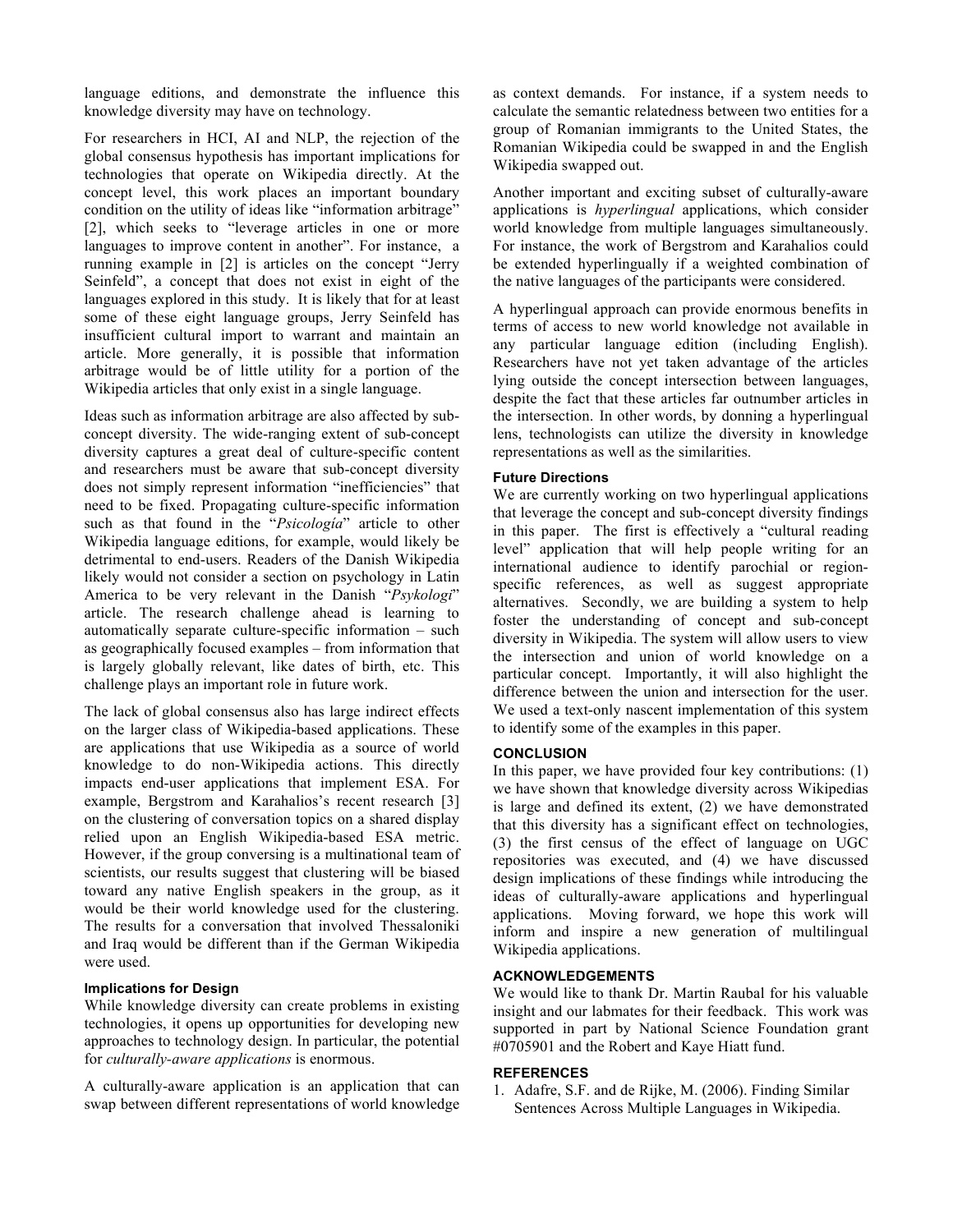language editions, and demonstrate the influence this knowledge diversity may have on technology.

For researchers in HCI, AI and NLP, the rejection of the global consensus hypothesis has important implications for technologies that operate on Wikipedia directly. At the concept level, this work places an important boundary condition on the utility of ideas like "information arbitrage" [2], which seeks to "leverage articles in one or more languages to improve content in another". For instance, a running example in [2] is articles on the concept "Jerry Seinfeld", a concept that does not exist in eight of the languages explored in this study. It is likely that for at least some of these eight language groups, Jerry Seinfeld has insufficient cultural import to warrant and maintain an article. More generally, it is possible that information arbitrage would be of little utility for a portion of the Wikipedia articles that only exist in a single language.

Ideas such as information arbitrage are also affected by sub-concept diversity. The wide-ranging extent of sub-concept diversity captures a great deal of culture-specific content and researchers must be aware that sub-concept diversity does not simply represent information "inefficiencies" that need to be fixed. Propagating culture-specific information such as that found in the "*Psicología*" article to other Wikipedia language editions, for example, would likely be detrimental to end-users. Readers of the Danish Wikipedia likely would not consider a section on psychology in Latin America to be very relevant in the Danish "*Psykologi*" article. The research challenge ahead is learning to automatically separate culture-specific information – such as geographically focused examples – from information that is largely globally relevant, like dates of birth, etc. This challenge plays an important role in future work.

The lack of global consensus also has large indirect effects on the larger class of Wikipedia-based applications. These are applications that use Wikipedia as a source of world knowledge to do non-Wikipedia actions. This directly impacts end-user applications that implement ESA. For example, Bergstrom and Karahalios's recent research [3] on the clustering of conversation topics on a shared display relied upon an English Wikipedia-based ESA metric. However, if the group conversing is a multinational team of scientists, our results suggest that clustering will be biased toward any native English speakers in the group, as it would be their world knowledge used for the clustering. The results for a conversation that involved Thessaloniki and Iraq would be different than if the German Wikipedia were used.

### Implications for Design

While knowledge diversity can create problems in existing technologies, it opens up opportunities for developing new approaches to technology design. In particular, the potential for *culturally-aware applications* is enormous.

A culturally-aware application is an application that can swap between different representations of world knowledge as context demands. For instance, if a system needs to calculate the semantic relatedness between two entities for a group of Romanian immigrants to the United States, the Romanian Wikipedia could be swapped in and the English Wikipedia swapped out.

Another important and exciting subset of culturally-aware applications is *hyperlingual* applications, which consider world knowledge from multiple languages simultaneously. For instance, the work of Bergstrom and Karahalios could be extended hyperlingually if a weighted combination of the native languages of the participants were considered.

A hyperlingual approach can provide enormous benefits in terms of access to new world knowledge not available in any particular language edition (including English). Researchers have not yet taken advantage of the articles lying outside the concept intersection between languages, despite the fact that these articles far outnumber articles in the intersection. In other words, by donning a hyperlingual lens, technologists can utilize the diversity in knowledge representations as well as the similarities.

### Future Directions

We are currently working on two hyperlingual applications that leverage the concept and sub-concept diversity findings in this paper. The first is effectively a "cultural reading level" application that will help people writing for an international audience to identify parochial or region-specific references, as well as suggest appropriate alternatives. Secondly, we are building a system to help foster the understanding of concept and sub-concept diversity in Wikipedia. The system will allow users to view the intersection and union of world knowledge on a particular concept. Importantly, it will also highlight the difference between the union and intersection for the user. We used a text-only nascent implementation of this system to identify some of the examples in this paper.

## CONCLUSION

In this paper, we have provided four key contributions: (1) we have shown that knowledge diversity across Wikipedias is large and defined its extent, (2) we have demonstrated that this diversity has a significant effect on technologies, (3) the first census of the effect of language on UGC repositories was executed, and (4) we have discussed design implications of these findings while introducing the ideas of culturally-aware applications and hyperlingual applications. Moving forward, we hope this work will inform and inspire a new generation of multilingual Wikipedia applications.

## ACKNOWLEDGEMENTS

We would like to thank Dr. Martin Raubal for his valuable insight and our labmates for their feedback. This work was supported in part by National Science Foundation grant #0705901 and the Robert and Kaye Hiatt fund.

## REFERENCES

1. Adafre, S.F. and de Rijke, M. (2006). Finding Similar Sentences Across Multiple Languages in Wikipedia.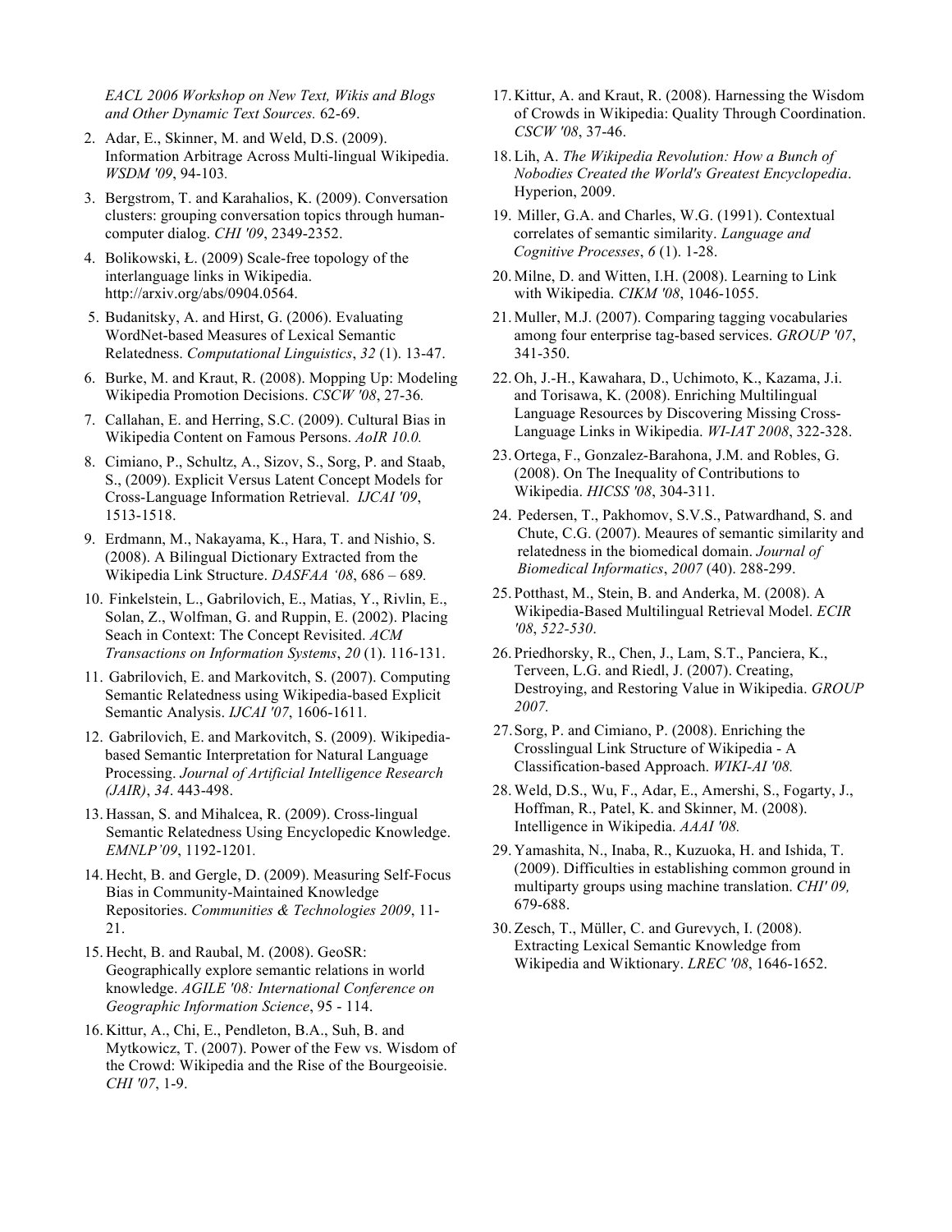*EACL 2006 Workshop on New Text, Wikis and Blogs and Other Dynamic Text Sources.* 62-69.

2. Adar, E., Skinner, M. and Weld, D.S. (2009). Information Arbitrage Across Multi-lingual Wikipedia. *WSDM '09*, 94-103.
3. Bergstrom, T. and Karahalios, K. (2009). Conversation clusters: grouping conversation topics through human-computer dialog. *CHI '09*, 2349-2352.
4. Bolikowski, Ł. (2009) Scale-free topology of the interlanguage links in Wikipedia. http://arxiv.org/abs/0904.0564.
5. Budanitsky, A. and Hirst, G. (2006). Evaluating WordNet-based Measures of Lexical Semantic Relatedness. *Computational Linguistics*, *32* (1). 13-47.
6. Burke, M. and Kraut, R. (2008). Mopping Up: Modeling Wikipedia Promotion Decisions. *CSCW '08*, 27-36.
7. Callahan, E. and Herring, S.C. (2009). Cultural Bias in Wikipedia Content on Famous Persons. *AoIR 10.0.*
8. Cimiano, P., Schultz, A., Sizov, S., Sorg, P. and Staab, S., (2009). Explicit Versus Latent Concept Models for Cross-Language Information Retrieval. *IJCAI '09*, 1513-1518.
9. Erdmann, M., Nakayama, K., Hara, T. and Nishio, S. (2008). A Bilingual Dictionary Extracted from the Wikipedia Link Structure. *DASFAA '08*, 686 – 689.
10. Finkelstein, L., Gabrilovich, E., Matias, Y., Rivlin, E., Solan, Z., Wolfman, G. and Ruppin, E. (2002). Placing Seach in Context: The Concept Revisited. *ACM Transactions on Information Systems*, *20* (1). 116-131.
11. Gabrilovich, E. and Markovitch, S. (2007). Computing Semantic Relatedness using Wikipedia-based Explicit Semantic Analysis. *IJCAI '07*, 1606-1611.
12. Gabrilovich, E. and Markovitch, S. (2009). Wikipedia-based Semantic Interpretation for Natural Language Processing. *Journal of Artificial Intelligence Research (JAIR)*, *34*. 443-498.
13. Hassan, S. and Mihalcea, R. (2009). Cross-lingual Semantic Relatedness Using Encyclopedic Knowledge. *EMNLP'09*, 1192-1201.
14. Hecht, B. and Gergle, D. (2009). Measuring Self-Focus Bias in Community-Maintained Knowledge Repositories. *Communities & Technologies 2009*, 11-21.
15. Hecht, B. and Raubal, M. (2008). GeoSR: Geographically explore semantic relations in world knowledge. *AGILE '08: International Conference on Geographic Information Science*, 95 - 114.
16. Kittur, A., Chi, E., Pendleton, B.A., Suh, B. and Mytkowicz, T. (2007). Power of the Few vs. Wisdom of the Crowd: Wikipedia and the Rise of the Bourgeoisie. *CHI '07*, 1-9.
17. Kittur, A. and Kraut, R. (2008). Harnessing the Wisdom of Crowds in Wikipedia: Quality Through Coordination. *CSCW '08*, 37-46.
18. Lih, A. *The Wikipedia Revolution: How a Bunch of Nobodies Created the World's Greatest Encyclopedia*. Hyperion, 2009.
19. Miller, G.A. and Charles, W.G. (1991). Contextual correlates of semantic similarity. *Language and Cognitive Processes*, *6* (1). 1-28.
20. Milne, D. and Witten, I.H. (2008). Learning to Link with Wikipedia. *CIKM '08*, 1046-1055.
21. Muller, M.J. (2007). Comparing tagging vocabularies among four enterprise tag-based services. *GROUP '07*, 341-350.
22. Oh, J.-H., Kawahara, D., Uchimoto, K., Kazama, J.i. and Torisawa, K. (2008). Enriching Multilingual Language Resources by Discovering Missing Cross-Language Links in Wikipedia. *WI-IAT 2008*, 322-328.
23. Ortega, F., Gonzalez-Barahona, J.M. and Robles, G. (2008). On The Inequality of Contributions to Wikipedia. *HICSS '08*, 304-311.
24. Pedersen, T., Pakhomov, S.V.S., Patwardhand, S. and Chute, C.G. (2007). Meaures of semantic similarity and relatedness in the biomedical domain. *Journal of Biomedical Informatics*, *2007* (40). 288-299.
25. Potthast, M., Stein, B. and Anderka, M. (2008). A Wikipedia-Based Multilingual Retrieval Model. *ECIR '08*, *522-530*.
26. Priedhorsky, R., Chen, J., Lam, S.T., Panciera, K., Terveen, L.G. and Riedl, J. (2007). Creating, Destroying, and Restoring Value in Wikipedia. *GROUP 2007.*
27. Sorg, P. and Cimiano, P. (2008). Enriching the Crosslingual Link Structure of Wikipedia - A Classification-based Approach. *WIKI-AI '08.*
28. Weld, D.S., Wu, F., Adar, E., Amershi, S., Fogarty, J., Hoffman, R., Patel, K. and Skinner, M. (2008). Intelligence in Wikipedia. *AAAI '08.*
29. Yamashita, N., Inaba, R., Kuzuoka, H. and Ishida, T. (2009). Difficulties in establishing common ground in multiparty groups using machine translation. *CHI' 09,* 679-688.
30. Zesch, T., Müller, C. and Gurevych, I. (2008). Extracting Lexical Semantic Knowledge from Wikipedia and Wiktionary. *LREC '08*, 1646-1652.